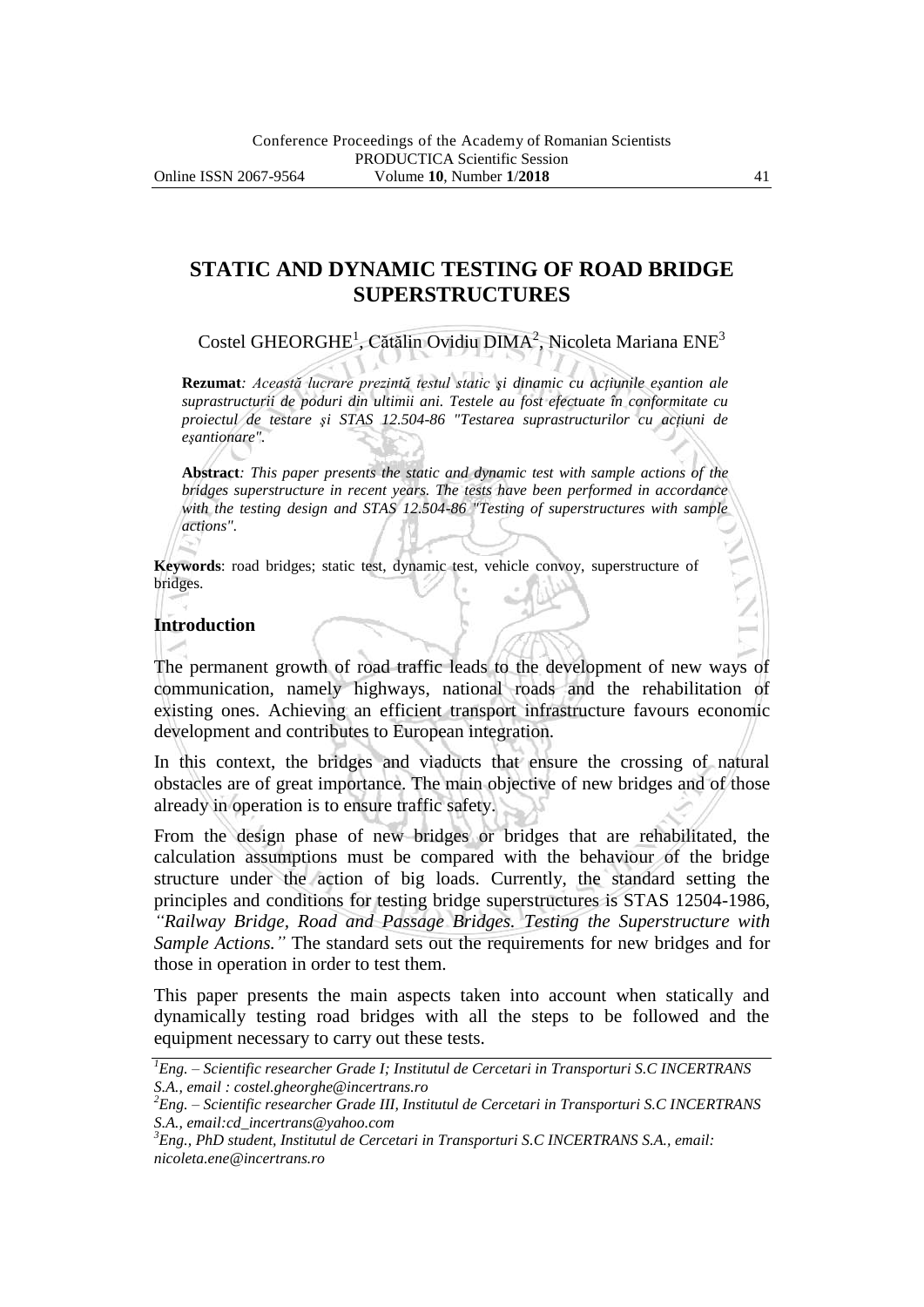# STATIC AND DYNAMIC TESTING OF ROAD BRIDGE SUPERSTRUCTURES

Costel GHEORGHE[1], Cătălin Ovidiu DIMA[2], Nicoleta Mariana ENE[3]

**Rezumat**: *Această lucrare prezintă testul static şi dinamic cu acțiunile eşantion ale suprastructurii de poduri din ultimii ani. Testele au fost efectuate în conformitate cu proiectul de testare şi STAS 12.504-86 "Testarea suprastructurilor cu acțiuni de eşantionare".*

**Abstract**: *This paper presents the static and dynamic test with sample actions of the bridges superstructure in recent years. The tests have been performed in accordance with the testing design and STAS 12.504-86 "Testing of superstructures with sample actions".*

**Keywords**: road bridges; static test, dynamic test, vehicle convoy, superstructure of bridges.

## Introduction

The permanent growth of road traffic leads to the development of new ways of communication, namely highways, national roads and the rehabilitation of existing ones. Achieving an efficient transport infrastructure favours economic development and contributes to European integration.

In this context, the bridges and viaducts that ensure the crossing of natural obstacles are of great importance. The main objective of new bridges and of those already in operation is to ensure traffic safety.

From the design phase of new bridges or bridges that are rehabilitated, the calculation assumptions must be compared with the behaviour of the bridge structure under the action of big loads. Currently, the standard setting the principles and conditions for testing bridge superstructures is STAS 12504-1986, *"Railway Bridge, Road and Passage Bridges. Testing the Superstructure with Sample Actions."* The standard sets out the requirements for new bridges and for those in operation in order to test them.

This paper presents the main aspects taken into account when statically and dynamically testing road bridges with all the steps to be followed and the equipment necessary to carry out these tests.

---

[1]*Eng. – Scientific researcher Grade I; Institutul de Cercetari in Transporturi S.C INCERTRANS S.A., email : costel.gheorghe@incertrans.ro*

[2]*Eng. – Scientific researcher Grade III, Institutul de Cercetari in Transporturi S.C INCERTRANS S.A., email:cd_incertrans@yahoo.com*

[3]*Eng., PhD student, Institutul de Cercetari in Transporturi S.C INCERTRANS S.A., email: nicoleta.ene@incertrans.ro*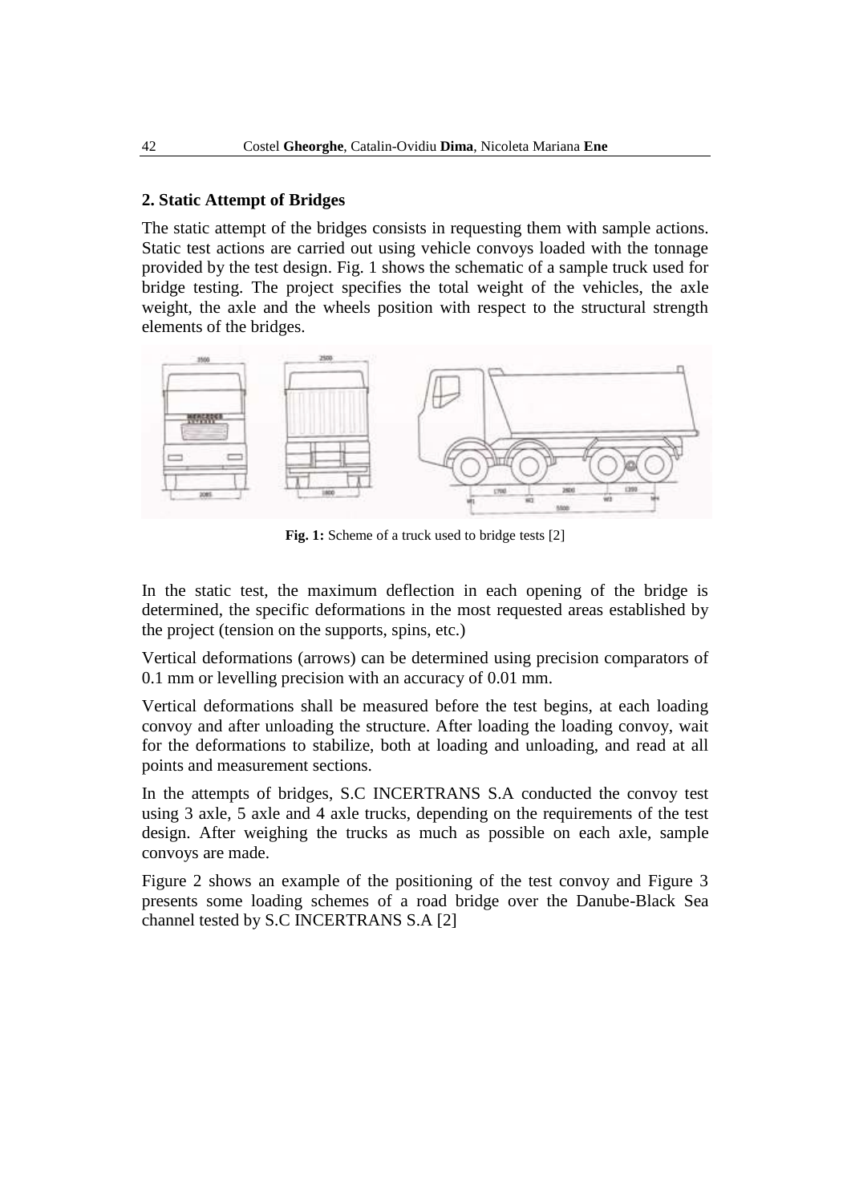## 2. Static Attempt of Bridges

The static attempt of the bridges consists in requesting them with sample actions. Static test actions are carried out using vehicle convoys loaded with the tonnage provided by the test design. Fig. 1 shows the schematic of a sample truck used for bridge testing. The project specifies the total weight of the vehicles, the axle weight, the axle and the wheels position with respect to the structural strength elements of the bridges.

**Fig. 1:** Scheme of a truck used to bridge tests [2]

In the static test, the maximum deflection in each opening of the bridge is determined, the specific deformations in the most requested areas established by the project (tension on the supports, spins, etc.)

Vertical deformations (arrows) can be determined using precision comparators of 0.1 mm or levelling precision with an accuracy of 0.01 mm.

Vertical deformations shall be measured before the test begins, at each loading convoy and after unloading the structure. After loading the loading convoy, wait for the deformations to stabilize, both at loading and unloading, and read at all points and measurement sections.

In the attempts of bridges, S.C INCERTRANS S.A conducted the convoy test using 3 axle, 5 axle and 4 axle trucks, depending on the requirements of the test design. After weighing the trucks as much as possible on each axle, sample convoys are made.

Figure 2 shows an example of the positioning of the test convoy and Figure 3 presents some loading schemes of a road bridge over the Danube-Black Sea channel tested by S.C INCERTRANS S.A [2]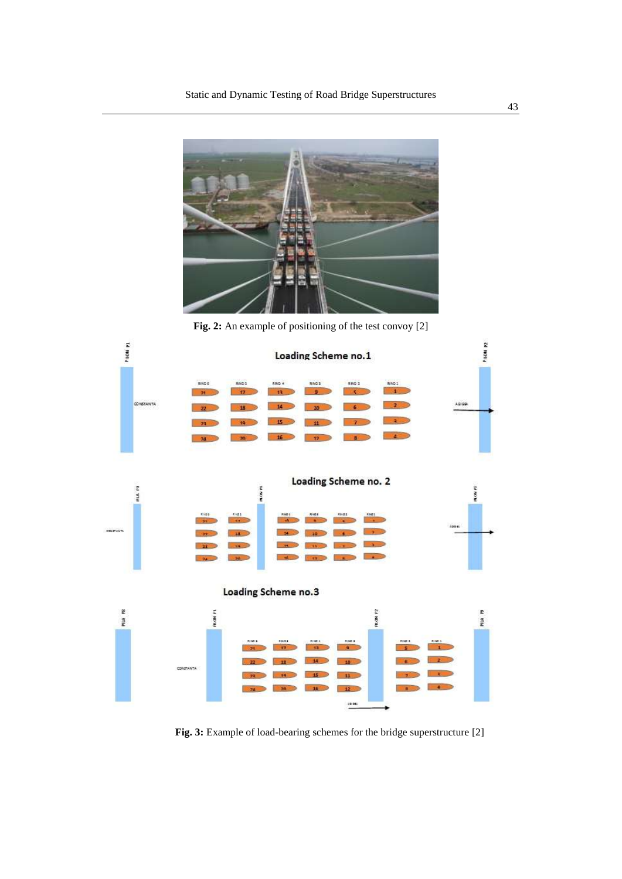Fig. 2: An example of positioning of the test convoy [2]

Fig. 3: Example of load-bearing schemes for the bridge superstructure [2]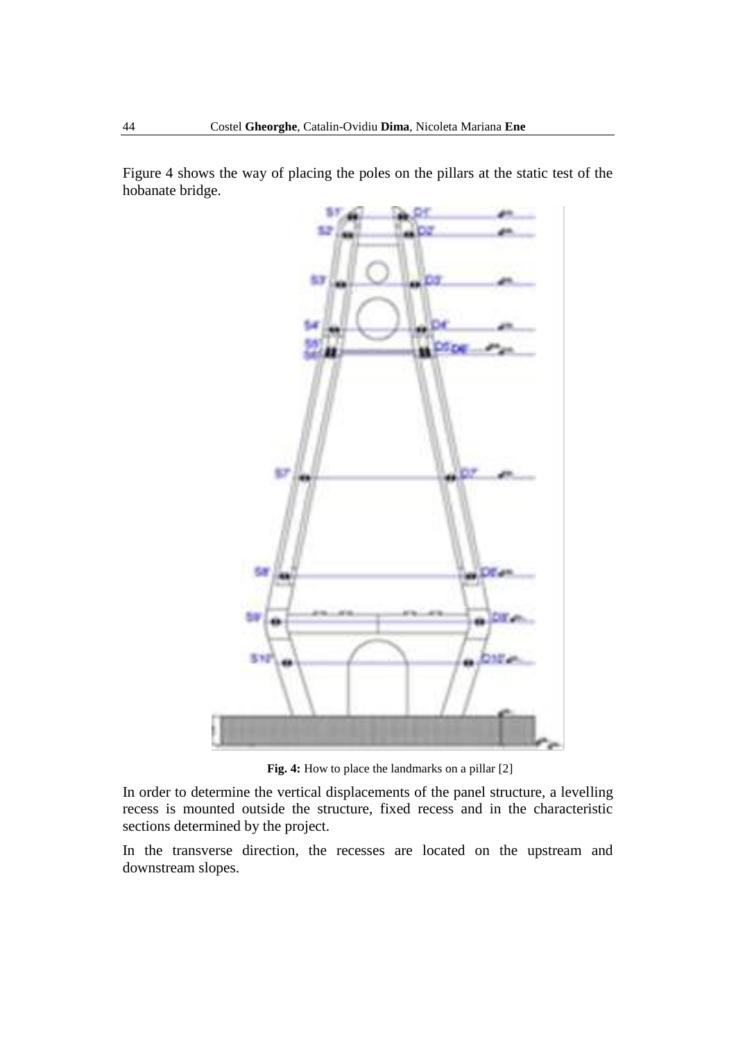Figure 4 shows the way of placing the poles on the pillars at the static test of the hobanate bridge.

**Fig. 4:** How to place the landmarks on a pillar [2]

In order to determine the vertical displacements of the panel structure, a levelling recess is mounted outside the structure, fixed recess and in the characteristic sections determined by the project.

In the transverse direction, the recesses are located on the upstream and downstream slopes.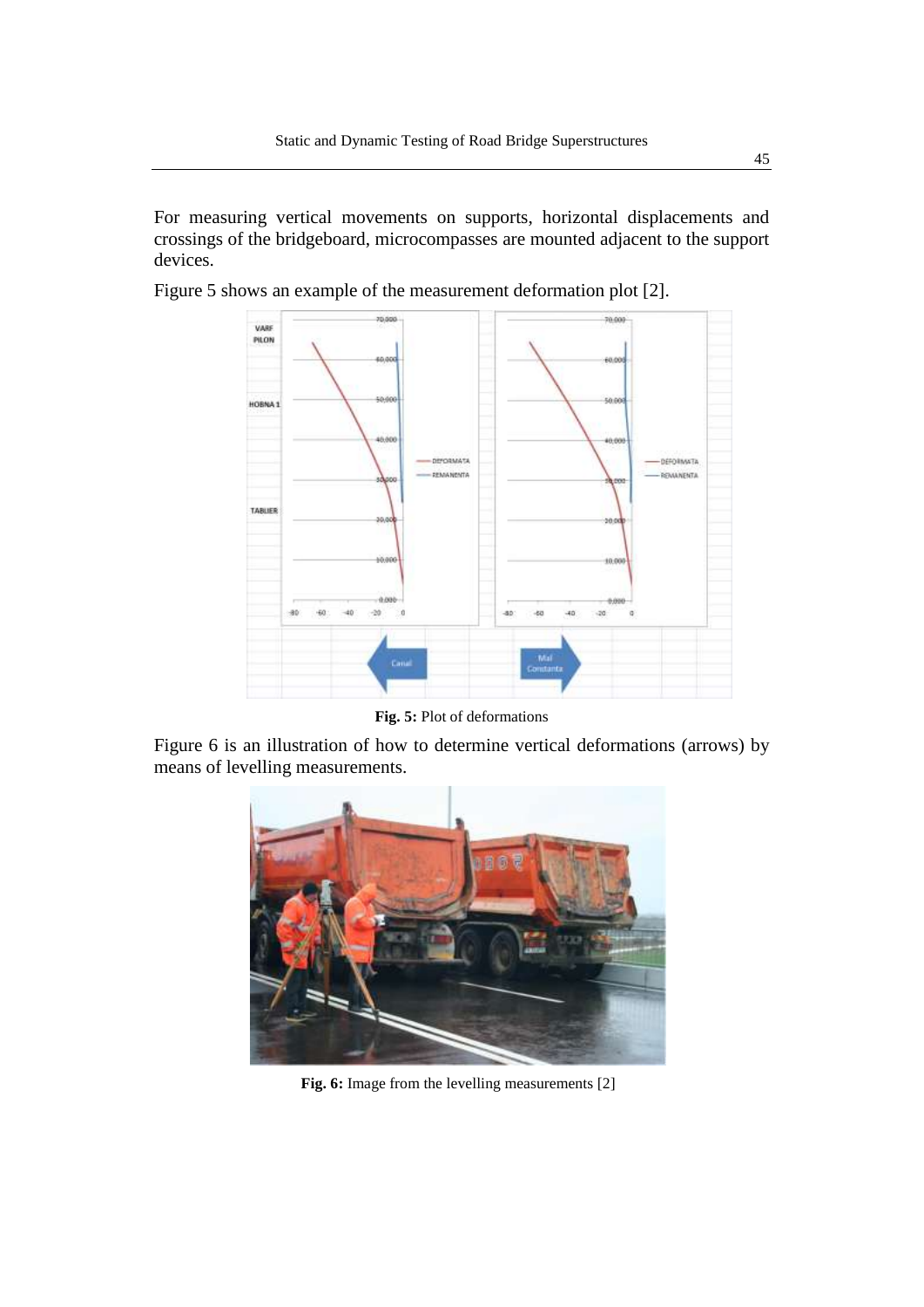For measuring vertical movements on supports, horizontal displacements and crossings of the bridgeboard, microcompasses are mounted adjacent to the support devices.

Figure 5 shows an example of the measurement deformation plot [2].

**Fig. 5:** Plot of deformations

Figure 6 is an illustration of how to determine vertical deformations (arrows) by means of levelling measurements.

**Fig. 6:** Image from the levelling measurements [2]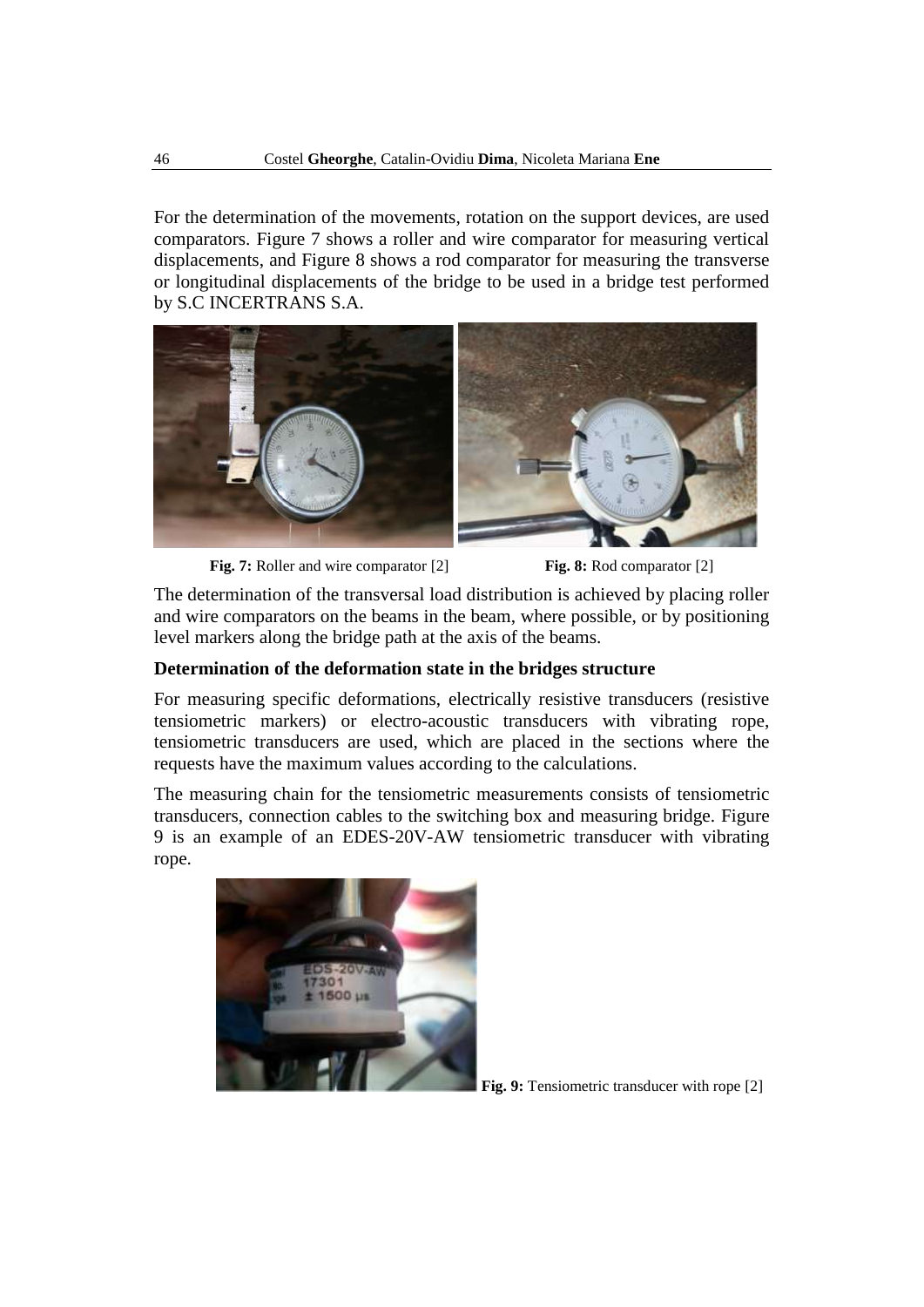For the determination of the movements, rotation on the support devices, are used comparators. Figure 7 shows a roller and wire comparator for measuring vertical displacements, and Figure 8 shows a rod comparator for measuring the transverse or longitudinal displacements of the bridge to be used in a bridge test performed by S.C INCERTRANS S.A.

**Fig. 7:** Roller and wire comparator [2]

**Fig. 8:** Rod comparator [2]

The determination of the transversal load distribution is achieved by placing roller and wire comparators on the beams in the beam, where possible, or by positioning level markers along the bridge path at the axis of the beams.

### Determination of the deformation state in the bridges structure

For measuring specific deformations, electrically resistive transducers (resistive tensiometric markers) or electro-acoustic transducers with vibrating rope, tensiometric transducers are used, which are placed in the sections where the requests have the maximum values according to the calculations.

The measuring chain for the tensiometric measurements consists of tensiometric transducers, connection cables to the switching box and measuring bridge. Figure 9 is an example of an EDES-20V-AW tensiometric transducer with vibrating rope.

**Fig. 9:** Tensiometric transducer with rope [2]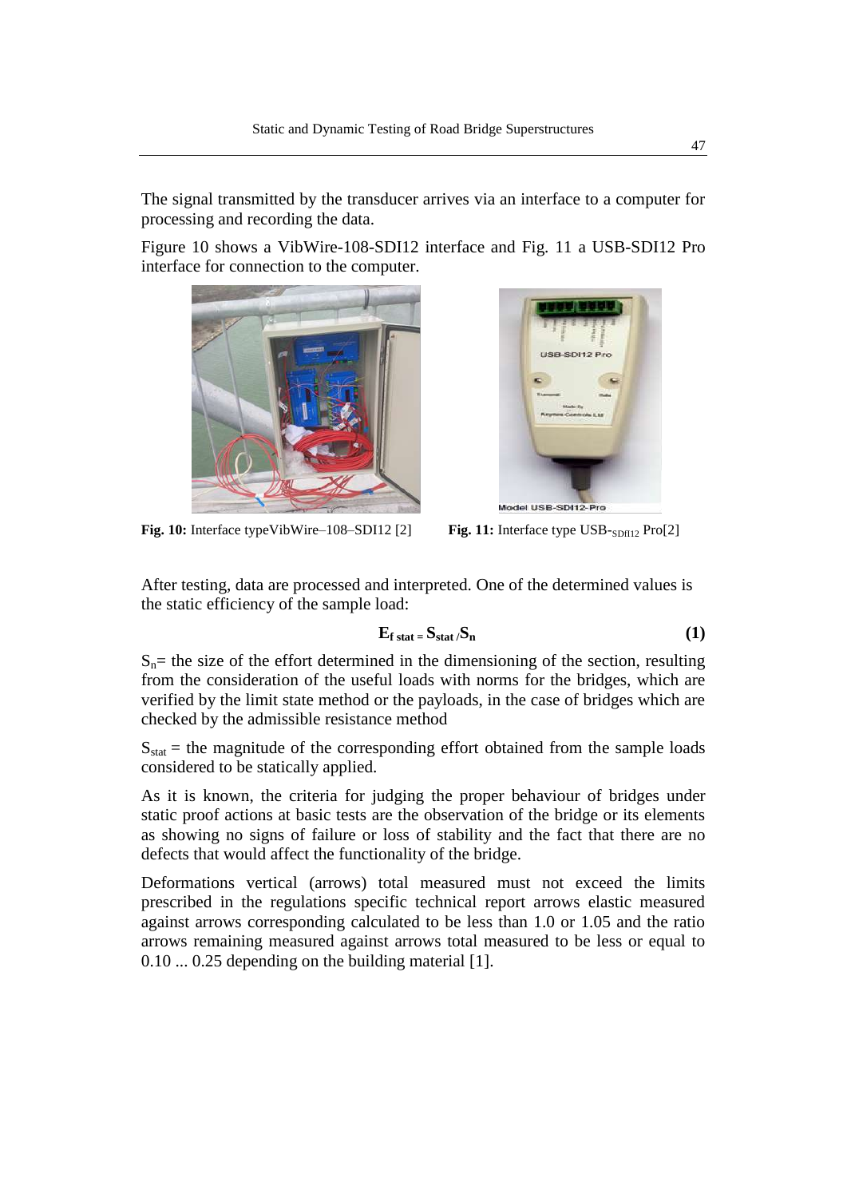The signal transmitted by the transducer arrives via an interface to a computer for processing and recording the data.

Figure 10 shows a VibWire-108-SDI12 interface and Fig. 11 a USB-SDI12 Pro interface for connection to the computer.

**Fig. 10:** Interface typeVibWire–108–SDI12 [2]

**Fig. 11:** Interface type USB-$_{\text{SDI12}}$ Pro[2]

After testing, data are processed and interpreted. One of the determined values is the static efficiency of the sample load:

$$\mathbf{E_{f\ stat} = S_{stat} / S_n} \tag{1}$$

$S_n$= the size of the effort determined in the dimensioning of the section, resulting from the consideration of the useful loads with norms for the bridges, which are verified by the limit state method or the payloads, in the case of bridges which are checked by the admissible resistance method

$S_{stat}$ = the magnitude of the corresponding effort obtained from the sample loads considered to be statically applied.

As it is known, the criteria for judging the proper behaviour of bridges under static proof actions at basic tests are the observation of the bridge or its elements as showing no signs of failure or loss of stability and the fact that there are no defects that would affect the functionality of the bridge.

Deformations vertical (arrows) total measured must not exceed the limits prescribed in the regulations specific technical report arrows elastic measured against arrows corresponding calculated to be less than 1.0 or 1.05 and the ratio arrows remaining measured against arrows total measured to be less or equal to 0.10 ... 0.25 depending on the building material [1].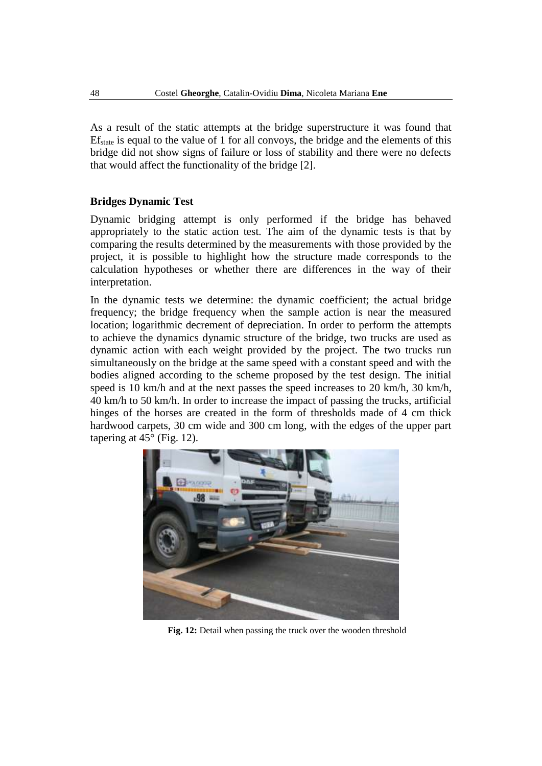As a result of the static attempts at the bridge superstructure it was found that $Ef_{state}$ is equal to the value of 1 for all convoys, the bridge and the elements of this bridge did not show signs of failure or loss of stability and there were no defects that would affect the functionality of the bridge [2].

### Bridges Dynamic Test

Dynamic bridging attempt is only performed if the bridge has behaved appropriately to the static action test. The aim of the dynamic tests is that by comparing the results determined by the measurements with those provided by the project, it is possible to highlight how the structure made corresponds to the calculation hypotheses or whether there are differences in the way of their interpretation.

In the dynamic tests we determine: the dynamic coefficient; the actual bridge frequency; the bridge frequency when the sample action is near the measured location; logarithmic decrement of depreciation. In order to perform the attempts to achieve the dynamics dynamic structure of the bridge, two trucks are used as dynamic action with each weight provided by the project. The two trucks run simultaneously on the bridge at the same speed with a constant speed and with the bodies aligned according to the scheme proposed by the test design. The initial speed is 10 km/h and at the next passes the speed increases to 20 km/h, 30 km/h, 40 km/h to 50 km/h. In order to increase the impact of passing the trucks, artificial hinges of the horses are created in the form of thresholds made of 4 cm thick hardwood carpets, 30 cm wide and 300 cm long, with the edges of the upper part tapering at 45° (Fig. 12).

**Fig. 12:** Detail when passing the truck over the wooden threshold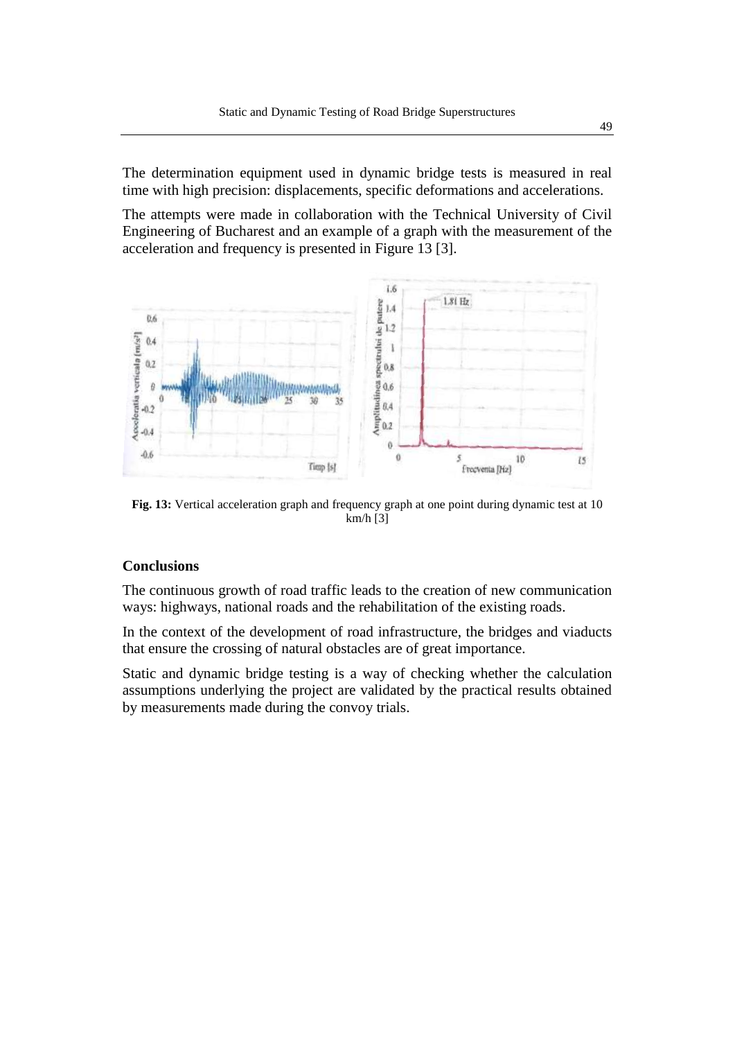The determination equipment used in dynamic bridge tests is measured in real time with high precision: displacements, specific deformations and accelerations.

The attempts were made in collaboration with the Technical University of Civil Engineering of Bucharest and an example of a graph with the measurement of the acceleration and frequency is presented in Figure 13 [3].

**Fig. 13:** Vertical acceleration graph and frequency graph at one point during dynamic test at 10 km/h [3]

## Conclusions

The continuous growth of road traffic leads to the creation of new communication ways: highways, national roads and the rehabilitation of the existing roads.

In the context of the development of road infrastructure, the bridges and viaducts that ensure the crossing of natural obstacles are of great importance.

Static and dynamic bridge testing is a way of checking whether the calculation assumptions underlying the project are validated by the practical results obtained by measurements made during the convoy trials.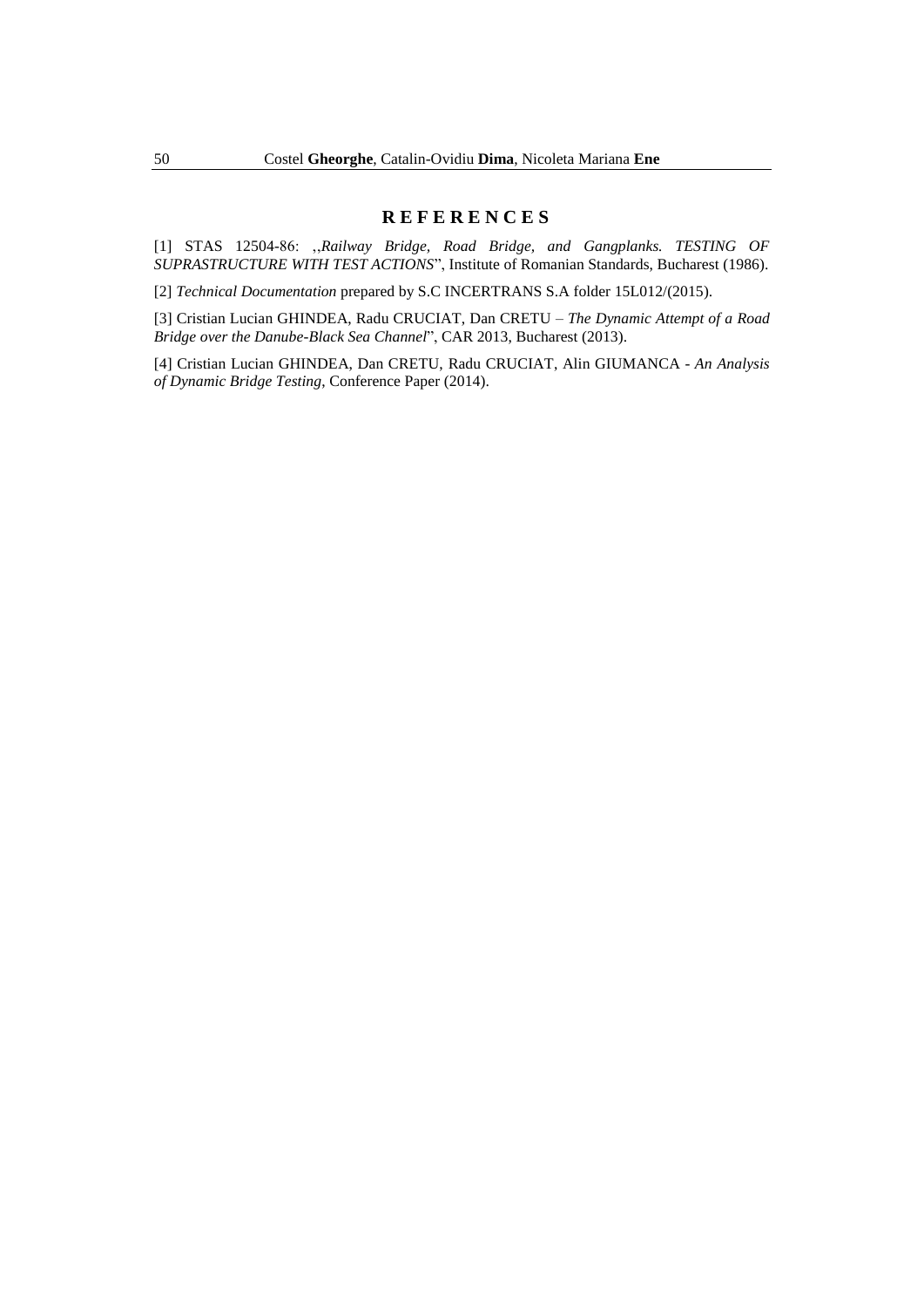## R E F E R E N C E S

[1] STAS 12504-86: ,,*Railway Bridge, Road Bridge, and Gangplanks. TESTING OF SUPRASTRUCTURE WITH TEST ACTIONS*", Institute of Romanian Standards, Bucharest (1986).

[2] *Technical Documentation* prepared by S.C INCERTRANS S.A folder 15L012/(2015).

[3] Cristian Lucian GHINDEA, Radu CRUCIAT, Dan CRETU – *The Dynamic Attempt of a Road Bridge over the Danube-Black Sea Channel*", CAR 2013, Bucharest (2013).

[4] Cristian Lucian GHINDEA, Dan CRETU, Radu CRUCIAT, Alin GIUMANCA - *An Analysis of Dynamic Bridge Testing*, Conference Paper (2014).